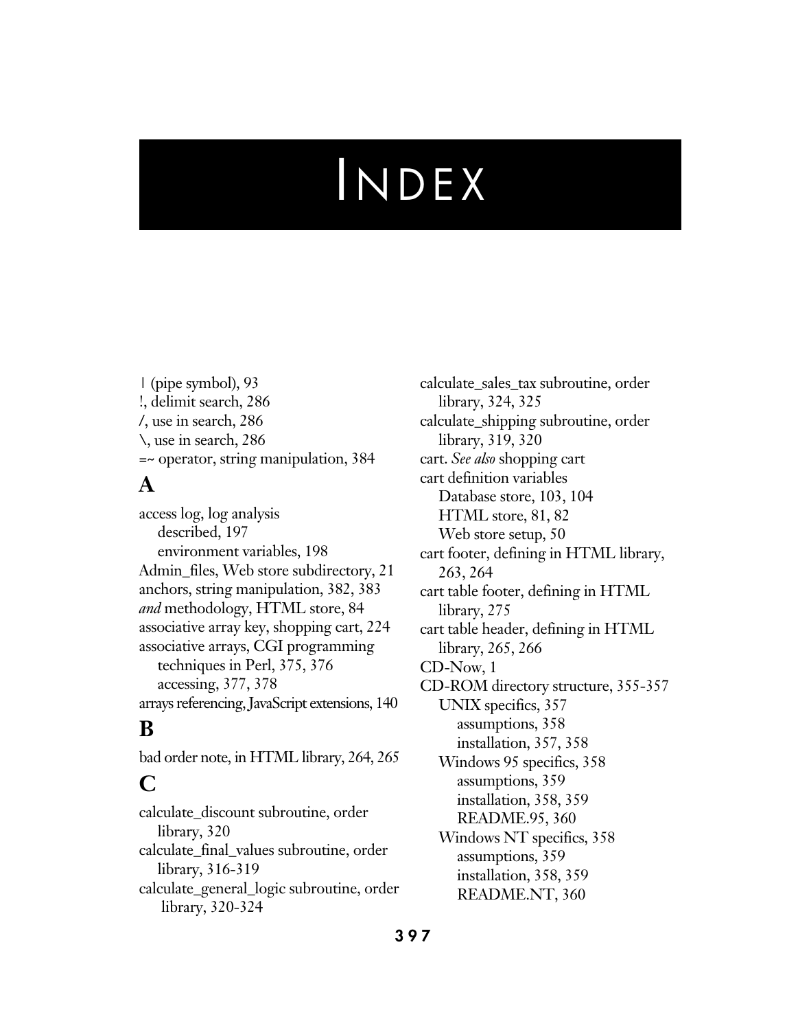# INDEX

| (pipe symbol), 93
!, delimit search, 286
/, use in search, 286
\, use in search, 286
=~ operator, string manipulation, 384

## A

access log, log analysis
  described, 197
  environment variables, 198
Admin_files, Web store subdirectory, 21
anchors, string manipulation, 382, 383
*and* methodology, HTML store, 84
associative array key, shopping cart, 224
associative arrays, CGI programming techniques in Perl, 375, 376
  accessing, 377, 378
arrays referencing, JavaScript extensions, 140

## B

bad order note, in HTML library, 264, 265

## C

calculate_discount subroutine, order library, 320
calculate_final_values subroutine, order library, 316-319
calculate_general_logic subroutine, order library, 320-324
calculate_sales_tax subroutine, order library, 324, 325
calculate_shipping subroutine, order library, 319, 320
cart. *See also* shopping cart
cart definition variables
  Database store, 103, 104
  HTML store, 81, 82
  Web store setup, 50
cart footer, defining in HTML library, 263, 264
cart table footer, defining in HTML library, 275
cart table header, defining in HTML library, 265, 266
CD-Now, 1
CD-ROM directory structure, 355-357
  UNIX specifics, 357
    assumptions, 358
    installation, 357, 358
  Windows 95 specifics, 358
    assumptions, 359
    installation, 358, 359
    README.95, 360
  Windows NT specifics, 358
    assumptions, 359
    installation, 358, 359
    README.NT, 360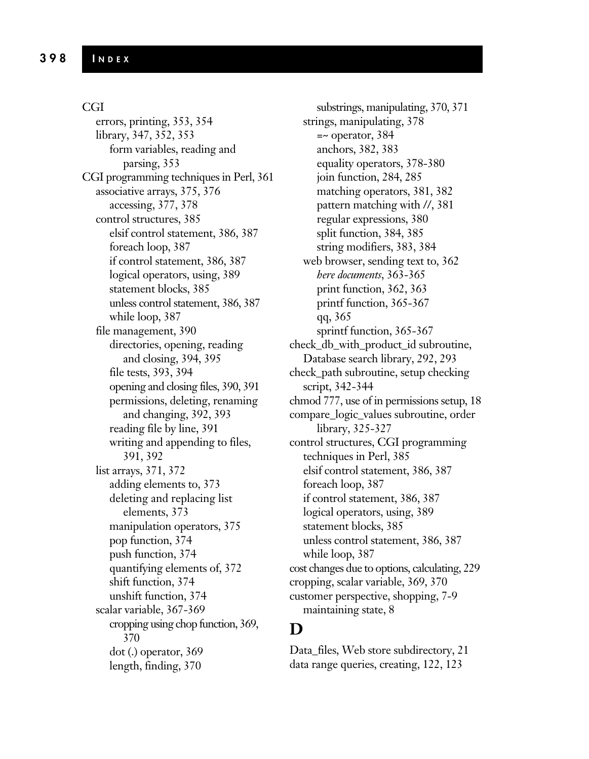CGI
- errors, printing, 353, 354
- library, 347, 352, 353
  - form variables, reading and parsing, 353

CGI programming techniques in Perl, 361
- associative arrays, 375, 376
  - accessing, 377, 378
- control structures, 385
  - elsif control statement, 386, 387
  - foreach loop, 387
  - if control statement, 386, 387
  - logical operators, using, 389
  - statement blocks, 385
  - unless control statement, 386, 387
  - while loop, 387
- file management, 390
  - directories, opening, reading and closing, 394, 395
  - file tests, 393, 394
  - opening and closing files, 390, 391
  - permissions, deleting, renaming and changing, 392, 393
  - reading file by line, 391
  - writing and appending to files, 391, 392
- list arrays, 371, 372
  - adding elements to, 373
  - deleting and replacing list elements, 373
  - manipulation operators, 375
  - pop function, 374
  - push function, 374
  - quantifying elements of, 372
  - shift function, 374
  - unshift function, 374
- scalar variable, 367-369
  - cropping using chop function, 369, 370
  - dot (.) operator, 369
  - length, finding, 370
  - substrings, manipulating, 370, 371
- strings, manipulating, 378
  - =~ operator, 384
  - anchors, 382, 383
  - equality operators, 378-380
  - join function, 284, 285
  - matching operators, 381, 382
  - pattern matching with //, 381
  - regular expressions, 380
  - split function, 384, 385
  - string modifiers, 383, 384
- web browser, sending text to, 362
  - *here documents*, 363-365
  - print function, 362, 363
  - printf function, 365-367
  - qq, 365
  - sprintf function, 365-367

check_db_with_product_id subroutine, Database search library, 292, 293

check_path subroutine, setup checking script, 342-344

chmod 777, use of in permissions setup, 18

compare_logic_values subroutine, order library, 325-327

control structures, CGI programming techniques in Perl, 385
- elsif control statement, 386, 387
- foreach loop, 387
- if control statement, 386, 387
- logical operators, using, 389
- statement blocks, 385
- unless control statement, 386, 387
- while loop, 387

cost changes due to options, calculating, 229

cropping, scalar variable, 369, 370

customer perspective, shopping, 7-9
- maintaining state, 8

# D

Data_files, Web store subdirectory, 21

data range queries, creating, 122, 123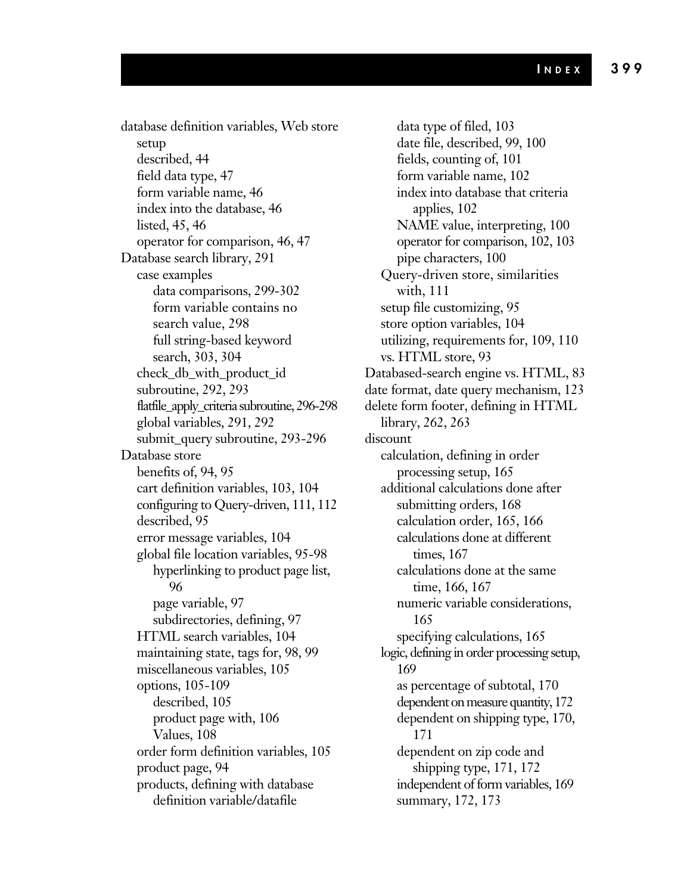database definition variables, Web store setup
- described, 44
- field data type, 47
- form variable name, 46
- index into the database, 46
- listed, 45, 46
- operator for comparison, 46, 47

Database search library, 291
- case examples
  - data comparisons, 299-302
  - form variable contains no search value, 298
  - full string-based keyword search, 303, 304
- check_db_with_product_id subroutine, 292, 293
- flatfile_apply_criteria subroutine, 296-298
- global variables, 291, 292
- submit_query subroutine, 293-296

Database store
- benefits of, 94, 95
- cart definition variables, 103, 104
- configuring to Query-driven, 111, 112
- described, 95
- error message variables, 104
- global file location variables, 95-98
  - hyperlinking to product page list, 96
  - page variable, 97
  - subdirectories, defining, 97
- HTML search variables, 104
- maintaining state, tags for, 98, 99
- miscellaneous variables, 105
- options, 105-109
  - described, 105
  - product page with, 106
  - Values, 108
- order form definition variables, 105
- product page, 94
- products, defining with database definition variable/datafile
  - data type of filed, 103
  - date file, described, 99, 100
  - fields, counting of, 101
  - form variable name, 102
  - index into database that criteria applies, 102
  - NAME value, interpreting, 100
  - operator for comparison, 102, 103
  - pipe characters, 100
- Query-driven store, similarities with, 111
- setup file customizing, 95
- store option variables, 104
- utilizing, requirements for, 109, 110
- vs. HTML store, 93

Databased-search engine vs. HTML, 83

date format, date query mechanism, 123

delete form footer, defining in HTML library, 262, 263

discount
- calculation, defining in order processing setup, 165
- additional calculations done after submitting orders, 168
  - calculation order, 165, 166
  - calculations done at different times, 167
  - calculations done at the same time, 166, 167
  - numeric variable considerations, 165
  - specifying calculations, 165
- logic, defining in order processing setup, 169
  - as percentage of subtotal, 170
  - dependent on measure quantity, 172
  - dependent on shipping type, 170, 171
  - dependent on zip code and shipping type, 171, 172
  - independent of form variables, 169
  - summary, 172, 173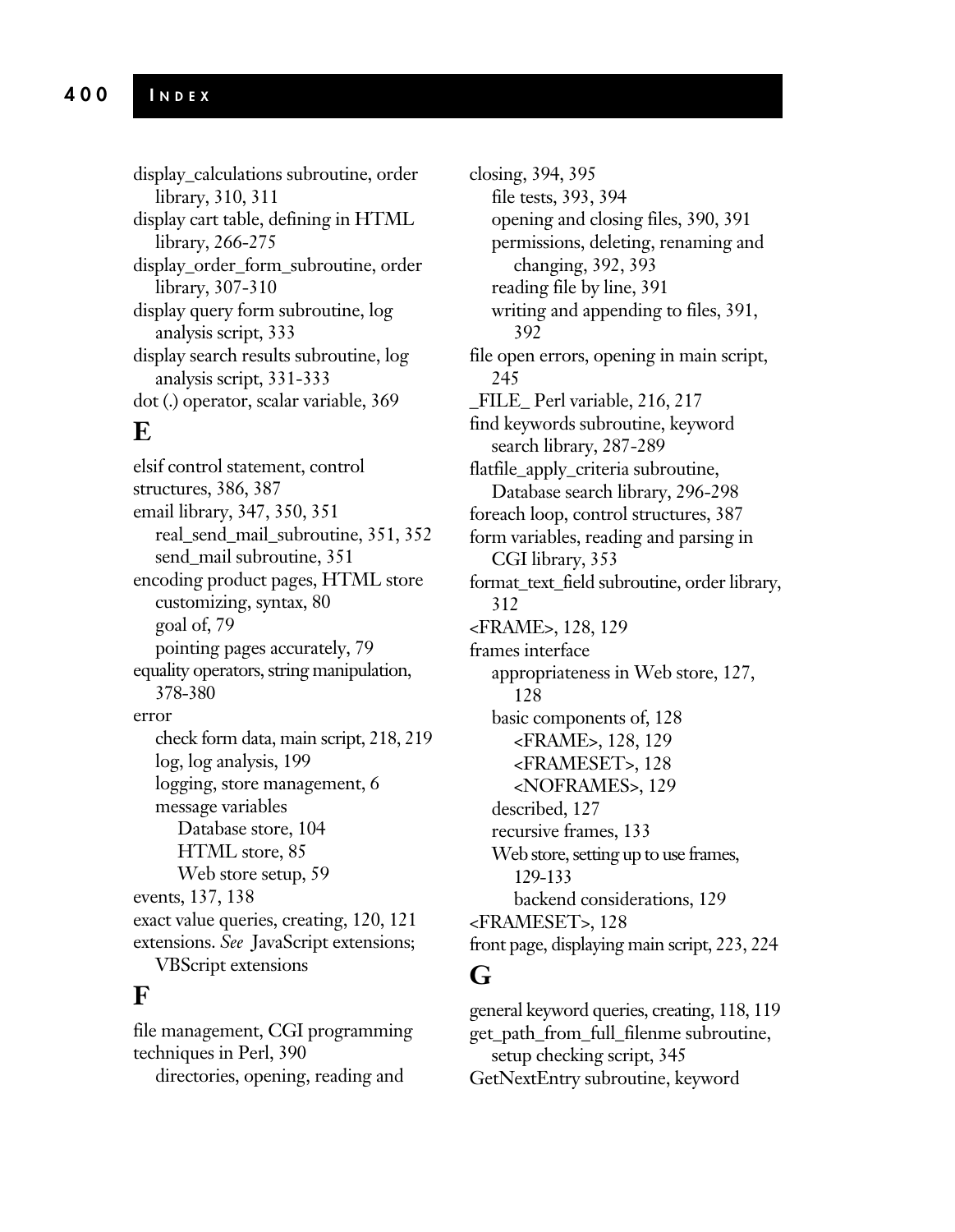display_calculations subroutine, order library, 310, 311
display cart table, defining in HTML library, 266-275
display_order_form_subroutine, order library, 307-310
display query form subroutine, log analysis script, 333
display search results subroutine, log analysis script, 331-333
dot (.) operator, scalar variable, 369

## E

elsif control statement, control structures, 386, 387
email library, 347, 350, 351
  real_send_mail_subroutine, 351, 352
  send_mail subroutine, 351
encoding product pages, HTML store
  customizing, syntax, 80
  goal of, 79
  pointing pages accurately, 79
equality operators, string manipulation, 378-380
error
  check form data, main script, 218, 219
  log, log analysis, 199
  logging, store management, 6
  message variables
    Database store, 104
    HTML store, 85
    Web store setup, 59
events, 137, 138
exact value queries, creating, 120, 121
extensions. *See* JavaScript extensions; VBScript extensions

## F

file management, CGI programming techniques in Perl, 390
  directories, opening, reading and closing, 394, 395
  file tests, 393, 394
  opening and closing files, 390, 391
  permissions, deleting, renaming and changing, 392, 393
  reading file by line, 391
  writing and appending to files, 391, 392
file open errors, opening in main script, 245
_FILE_ Perl variable, 216, 217
find keywords subroutine, keyword search library, 287-289
flatfile_apply_criteria subroutine, Database search library, 296-298
foreach loop, control structures, 387
form variables, reading and parsing in CGI library, 353
format_text_field subroutine, order library, 312
<FRAME>, 128, 129
frames interface
  appropriateness in Web store, 127, 128
  basic components of, 128
    <FRAME>, 128, 129
    <FRAMESET>, 128
    <NOFRAMES>, 129
  described, 127
  recursive frames, 133
  Web store, setting up to use frames, 129-133
    backend considerations, 129
<FRAMESET>, 128
front page, displaying main script, 223, 224

## G

general keyword queries, creating, 118, 119
get_path_from_full_filenme subroutine, setup checking script, 345
GetNextEntry subroutine, keyword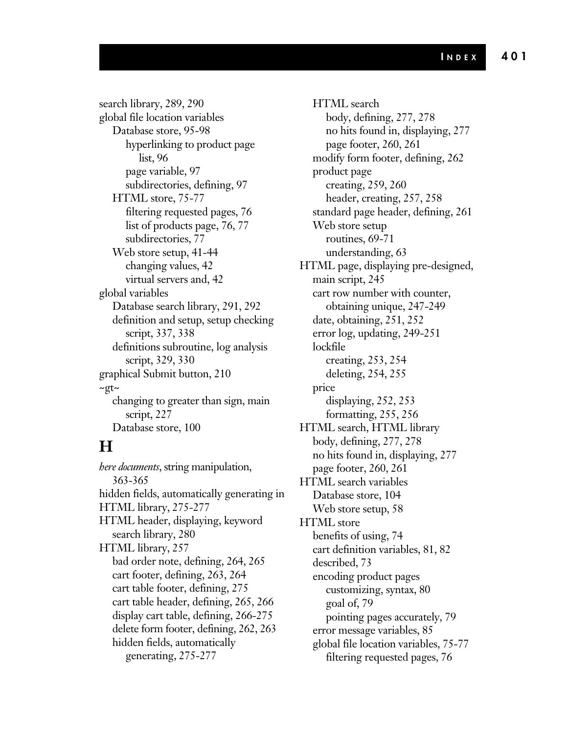search library, 289, 290
global file location variables
    Database store, 95-98
        hyperlinking to product page list, 96
        page variable, 97
        subdirectories, defining, 97
    HTML store, 75-77
        filtering requested pages, 76
        list of products page, 76, 77
        subdirectories, 77
    Web store setup, 41-44
        changing values, 42
        virtual servers and, 42
global variables
    Database search library, 291, 292
    definition and setup, setup checking script, 337, 338
    definitions subroutine, log analysis script, 329, 330
graphical Submit button, 210
~gt~
    changing to greater than sign, main script, 227
    Database store, 100

## H

*here documents*, string manipulation, 363-365
hidden fields, automatically generating in HTML library, 275-277
HTML header, displaying, keyword search library, 280
HTML library, 257
    bad order note, defining, 264, 265
    cart footer, defining, 263, 264
    cart table footer, defining, 275
    cart table header, defining, 265, 266
    display cart table, defining, 266-275
    delete form footer, defining, 262, 263
    hidden fields, automatically generating, 275-277
    HTML search
        body, defining, 277, 278
        no hits found in, displaying, 277
        page footer, 260, 261
    modify form footer, defining, 262
    product page
        creating, 259, 260
        header, creating, 257, 258
    standard page header, defining, 261
    Web store setup
        routines, 69-71
        understanding, 63
HTML page, displaying pre-designed, main script, 245
    cart row number with counter, obtaining unique, 247-249
    date, obtaining, 251, 252
    error log, updating, 249-251
    lockfile
        creating, 253, 254
        deleting, 254, 255
    price
        displaying, 252, 253
        formatting, 255, 256
HTML search, HTML library
    body, defining, 277, 278
    no hits found in, displaying, 277
    page footer, 260, 261
HTML search variables
    Database store, 104
    Web store setup, 58
HTML store
    benefits of using, 74
    cart definition variables, 81, 82
    described, 73
    encoding product pages
        customizing, syntax, 80
        goal of, 79
        pointing pages accurately, 79
    error message variables, 85
    global file location variables, 75-77
        filtering requested pages, 76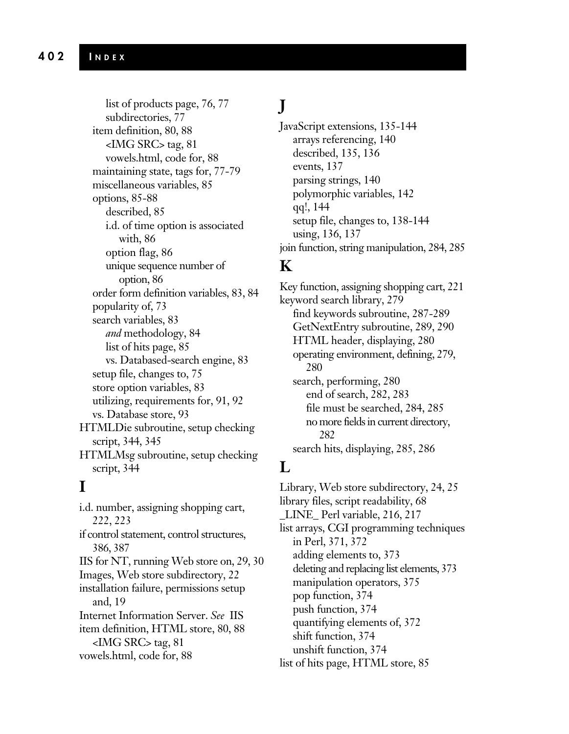list of products page, 76, 77
    subdirectories, 77
  item definition, 80, 88
    <IMG SRC> tag, 81
    vowels.html, code for, 88
  maintaining state, tags for, 77-79
  miscellaneous variables, 85
  options, 85-88
    described, 85
    i.d. of time option is associated with, 86
    option flag, 86
    unique sequence number of option, 86
  order form definition variables, 83, 84
  popularity of, 73
  search variables, 83
    *and* methodology, 84
    list of hits page, 85
    vs. Databased-search engine, 83
  setup file, changes to, 75
  store option variables, 83
  utilizing, requirements for, 91, 92
  vs. Database store, 93
HTMLDie subroutine, setup checking script, 344, 345
HTMLMsg subroutine, setup checking script, 344

# I

i.d. number, assigning shopping cart, 222, 223
if control statement, control structures, 386, 387
IIS for NT, running Web store on, 29, 30
Images, Web store subdirectory, 22
installation failure, permissions setup and, 19
Internet Information Server. *See* IIS
item definition, HTML store, 80, 88
  <IMG SRC> tag, 81
vowels.html, code for, 88

# J

JavaScript extensions, 135-144
  arrays referencing, 140
  described, 135, 136
  events, 137
  parsing strings, 140
  polymorphic variables, 142
  qq!, 144
  setup file, changes to, 138-144
  using, 136, 137
join function, string manipulation, 284, 285

# K

Key function, assigning shopping cart, 221
keyword search library, 279
  find keywords subroutine, 287-289
  GetNextEntry subroutine, 289, 290
  HTML header, displaying, 280
  operating environment, defining, 279, 280
  search, performing, 280
    end of search, 282, 283
    file must be searched, 284, 285
    no more fields in current directory, 282
  search hits, displaying, 285, 286

# L

Library, Web store subdirectory, 24, 25
library files, script readability, 68
_LINE_ Perl variable, 216, 217
list arrays, CGI programming techniques in Perl, 371, 372
  adding elements to, 373
  deleting and replacing list elements, 373
  manipulation operators, 375
  pop function, 374
  push function, 374
  quantifying elements of, 372
  shift function, 374
  unshift function, 374
list of hits page, HTML store, 85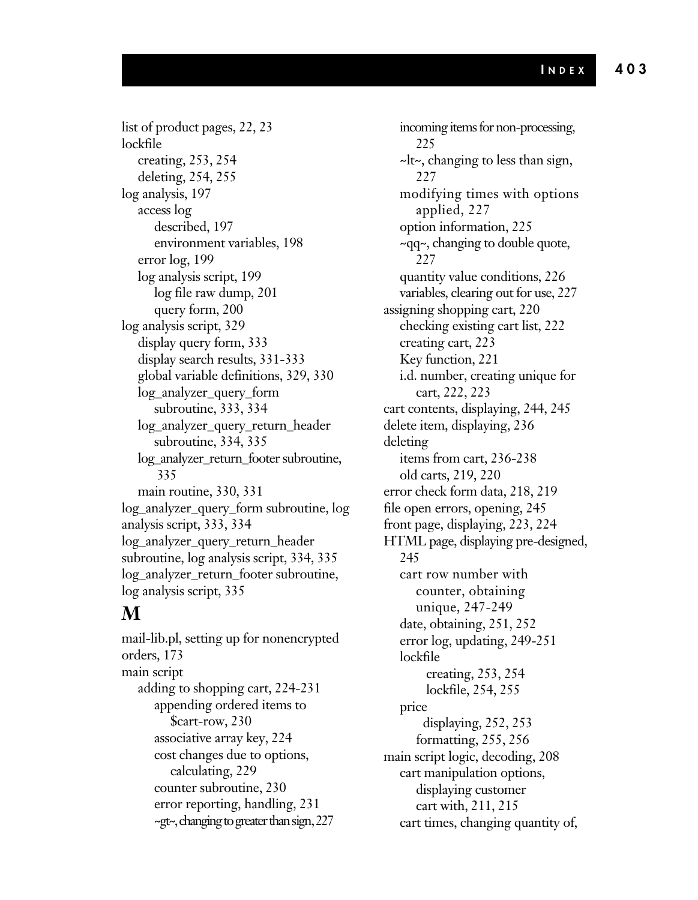list of product pages, 22, 23
lockfile
  creating, 253, 254
  deleting, 254, 255
log analysis, 197
  access log
    described, 197
    environment variables, 198
  error log, 199
  log analysis script, 199
    log file raw dump, 201
    query form, 200
log analysis script, 329
  display query form, 333
  display search results, 331-333
  global variable definitions, 329, 330
  log_analyzer_query_form
    subroutine, 333, 334
  log_analyzer_query_return_header
    subroutine, 334, 335
  log_analyzer_return_footer subroutine,
    335
  main routine, 330, 331
log_analyzer_query_form subroutine, log analysis script, 333, 334
log_analyzer_query_return_header subroutine, log analysis script, 334, 335
log_analyzer_return_footer subroutine, log analysis script, 335

## M

mail-lib.pl, setting up for nonencrypted orders, 173
main script
  adding to shopping cart, 224-231
    appending ordered items to
      $cart-row, 230
    associative array key, 224
    cost changes due to options,
      calculating, 229
    counter subroutine, 230
    error reporting, handling, 231
    ~gt~, changing to greater than sign, 227
    incoming items for non-processing,
      225
    ~lt~, changing to less than sign,
      227
    modifying times with options
      applied, 227
    option information, 225
    ~qq~, changing to double quote,
      227
    quantity value conditions, 226
    variables, clearing out for use, 227
  assigning shopping cart, 220
    checking existing cart list, 222
    creating cart, 223
    Key function, 221
    i.d. number, creating unique for
      cart, 222, 223
  cart contents, displaying, 244, 245
  delete item, displaying, 236
  deleting
    items from cart, 236-238
    old carts, 219, 220
  error check form data, 218, 219
  file open errors, opening, 245
  front page, displaying, 223, 224
  HTML page, displaying pre-designed,
    245
    cart row number with
      counter, obtaining
      unique, 247-249
    date, obtaining, 251, 252
    error log, updating, 249-251
    lockfile
      creating, 253, 254
      lockfile, 254, 255
    price
      displaying, 252, 253
      formatting, 255, 256
main script logic, decoding, 208
  cart manipulation options,
    displaying customer
    cart with, 211, 215
  cart times, changing quantity of,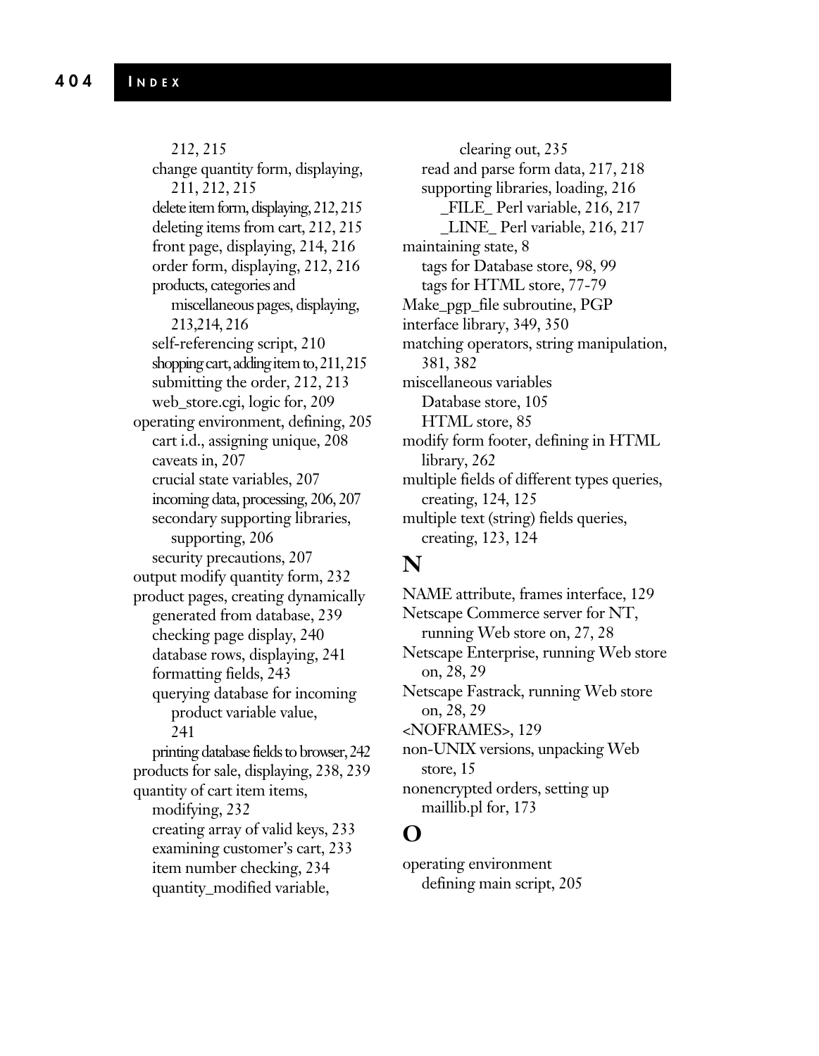212, 215
change quantity form, displaying, 211, 212, 215
delete item form, displaying, 212, 215
deleting items from cart, 212, 215
front page, displaying, 214, 216
order form, displaying, 212, 216
products, categories and miscellaneous pages, displaying, 213,214, 216
self-referencing script, 210
shopping cart, adding item to, 211, 215
submitting the order, 212, 213
web_store.cgi, logic for, 209

operating environment, defining, 205
cart i.d., assigning unique, 208
caveats in, 207
crucial state variables, 207
incoming data, processing, 206, 207
secondary supporting libraries, supporting, 206
security precautions, 207

output modify quantity form, 232

product pages, creating dynamically generated from database, 239
checking page display, 240
database rows, displaying, 241
formatting fields, 243
querying database for incoming product variable value, 241
printing database fields to browser, 242

products for sale, displaying, 238, 239

quantity of cart item items, modifying, 232
creating array of valid keys, 233
examining customer's cart, 233
item number checking, 234
quantity_modified variable, clearing out, 235

read and parse form data, 217, 218
supporting libraries, loading, 216
_FILE_ Perl variable, 216, 217
_LINE_ Perl variable, 216, 217

maintaining state, 8
tags for Database store, 98, 99
tags for HTML store, 77-79

Make_pgp_file subroutine, PGP interface library, 349, 350

matching operators, string manipulation, 381, 382

miscellaneous variables
Database store, 105
HTML store, 85

modify form footer, defining in HTML library, 262

multiple fields of different types queries, creating, 124, 125

multiple text (string) fields queries, creating, 123, 124

## N

NAME attribute, frames interface, 129

Netscape Commerce server for NT, running Web store on, 27, 28

Netscape Enterprise, running Web store on, 28, 29

Netscape Fastrack, running Web store on, 28, 29

<NOFRAMES>, 129

non-UNIX versions, unpacking Web store, 15

nonencrypted orders, setting up maillib.pl for, 173

## O

operating environment
defining main script, 205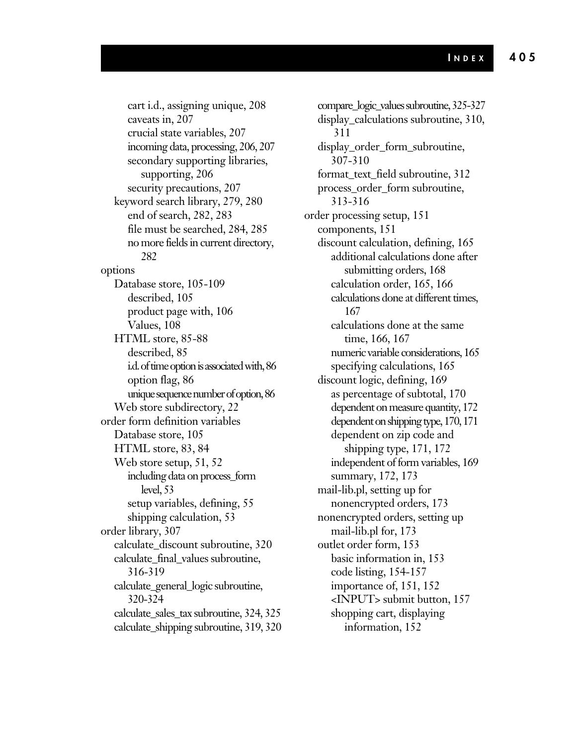cart i.d., assigning unique, 208
caveats in, 207
crucial state variables, 207
incoming data, processing, 206, 207
secondary supporting libraries, supporting, 206
security precautions, 207
keyword search library, 279, 280
end of search, 282, 283
file must be searched, 284, 285
no more fields in current directory, 282

options
Database store, 105-109
described, 105
product page with, 106
Values, 108
HTML store, 85-88
described, 85
i.d. of time option is associated with, 86
option flag, 86
unique sequence number of option, 86
Web store subdirectory, 22

order form definition variables
Database store, 105
HTML store, 83, 84
Web store setup, 51, 52
including data on process_form level, 53
setup variables, defining, 55
shipping calculation, 53

order library, 307
calculate_discount subroutine, 320
calculate_final_values subroutine, 316-319
calculate_general_logic subroutine, 320-324
calculate_sales_tax subroutine, 324, 325
calculate_shipping subroutine, 319, 320
compare_logic_values subroutine, 325-327
display_calculations subroutine, 310, 311
display_order_form_subroutine, 307-310
format_text_field subroutine, 312
process_order_form subroutine, 313-316

order processing setup, 151
components, 151
discount calculation, defining, 165
additional calculations done after submitting orders, 168
calculation order, 165, 166
calculations done at different times, 167
calculations done at the same time, 166, 167
numeric variable considerations, 165
specifying calculations, 165
discount logic, defining, 169
as percentage of subtotal, 170
dependent on measure quantity, 172
dependent on shipping type, 170, 171
dependent on zip code and shipping type, 171, 172
independent of form variables, 169
summary, 172, 173
mail-lib.pl, setting up for nonencrypted orders, 173
nonencrypted orders, setting up mail-lib.pl for, 173
outlet order form, 153
basic information in, 153
code listing, 154-157
importance of, 151, 152
<INPUT> submit button, 157
shopping cart, displaying information, 152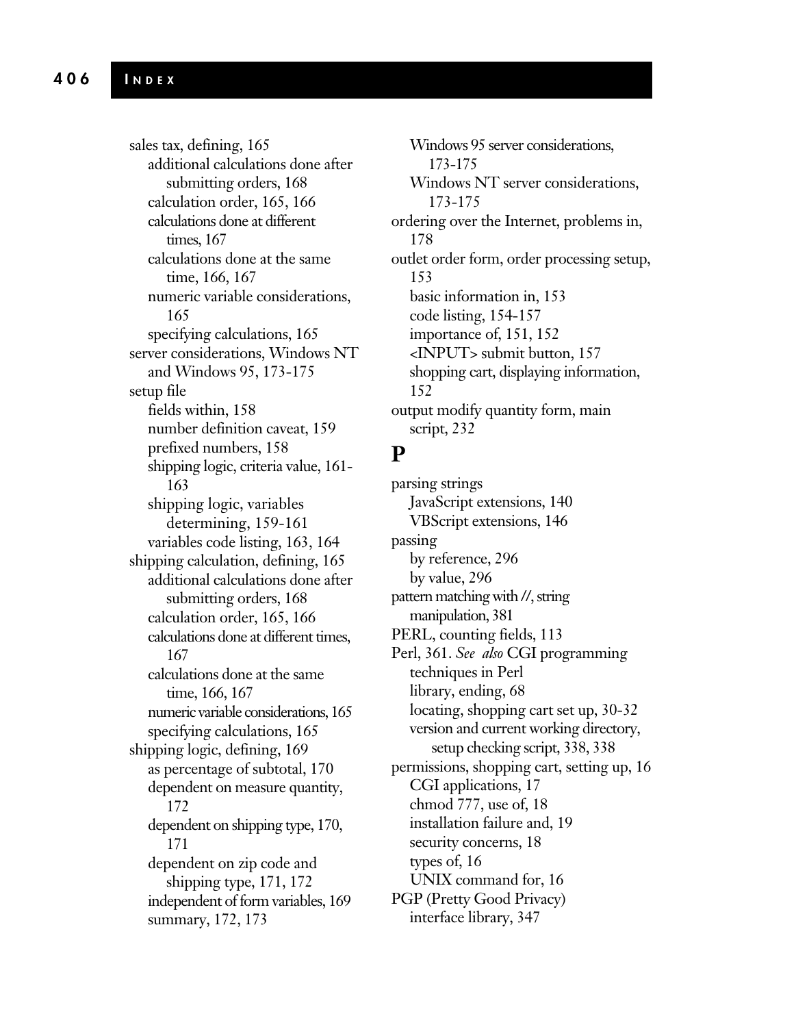sales tax, defining, 165
- additional calculations done after submitting orders, 168
- calculation order, 165, 166
- calculations done at different times, 167
- calculations done at the same time, 166, 167
- numeric variable considerations, 165
- specifying calculations, 165

server considerations, Windows NT and Windows 95, 173-175

setup file
- fields within, 158
- number definition caveat, 159
- prefixed numbers, 158
- shipping logic, criteria value, 161-163
- shipping logic, variables determining, 159-161
- variables code listing, 163, 164

shipping calculation, defining, 165
- additional calculations done after submitting orders, 168
- calculation order, 165, 166
- calculations done at different times, 167
- calculations done at the same time, 166, 167
- numeric variable considerations, 165
- specifying calculations, 165

shipping logic, defining, 169
- as percentage of subtotal, 170
- dependent on measure quantity, 172
- dependent on shipping type, 170, 171
- dependent on zip code and shipping type, 171, 172
- independent of form variables, 169
- summary, 172, 173

- Windows 95 server considerations, 173-175
- Windows NT server considerations, 173-175

ordering over the Internet, problems in, 178

outlet order form, order processing setup, 153
- basic information in, 153
- code listing, 154-157
- importance of, 151, 152
- <INPUT> submit button, 157
- shopping cart, displaying information, 152

output modify quantity form, main script, 232

## P

parsing strings
- JavaScript extensions, 140
- VBScript extensions, 146

passing
- by reference, 296
- by value, 296

pattern matching with //, string manipulation, 381

PERL, counting fields, 113

Perl, 361. *See also* CGI programming techniques in Perl
- library, ending, 68
- locating, shopping cart set up, 30-32
- version and current working directory, setup checking script, 338, 338

permissions, shopping cart, setting up, 16
- CGI applications, 17
- chmod 777, use of, 18
- installation failure and, 19
- security concerns, 18
- types of, 16
- UNIX command for, 16

PGP (Pretty Good Privacy)
- interface library, 347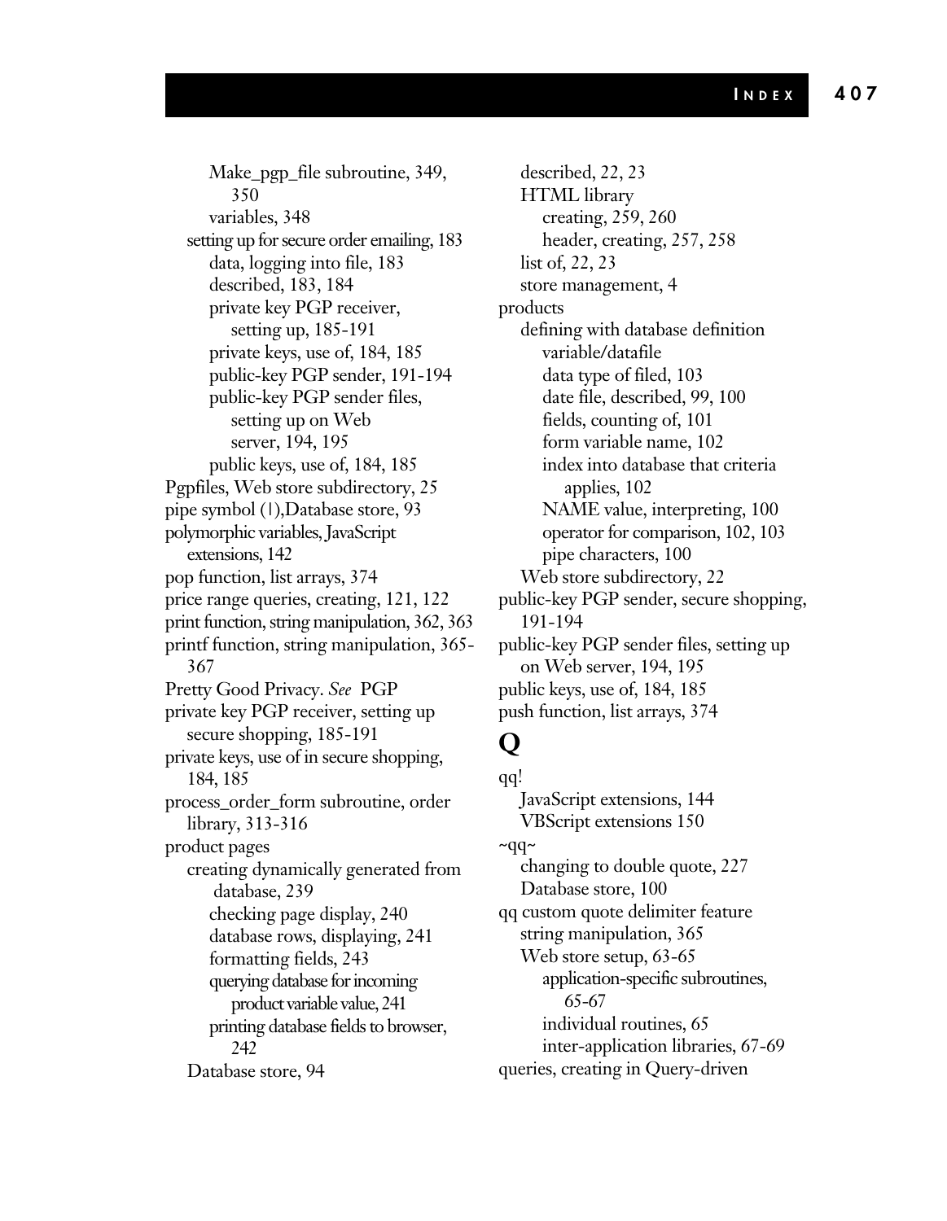Make_pgp_file subroutine, 349, 350
variables, 348
setting up for secure order emailing, 183
data, logging into file, 183
described, 183, 184
private key PGP receiver, setting up, 185-191
private keys, use of, 184, 185
public-key PGP sender, 191-194
public-key PGP sender files, setting up on Web server, 194, 195
public keys, use of, 184, 185

Pgpfiles, Web store subdirectory, 25
pipe symbol (|),Database store, 93
polymorphic variables, JavaScript extensions, 142
pop function, list arrays, 374
price range queries, creating, 121, 122
print function, string manipulation, 362, 363
printf function, string manipulation, 365-367
Pretty Good Privacy. *See* PGP
private key PGP receiver, setting up secure shopping, 185-191
private keys, use of in secure shopping, 184, 185
process_order_form subroutine, order library, 313-316
product pages
creating dynamically generated from database, 239
checking page display, 240
database rows, displaying, 241
formatting fields, 243
querying database for incoming product variable value, 241
printing database fields to browser, 242
Database store, 94
described, 22, 23
HTML library
creating, 259, 260
header, creating, 257, 258
list of, 22, 23
store management, 4

products
defining with database definition variable/datafile
data type of filed, 103
date file, described, 99, 100
fields, counting of, 101
form variable name, 102
index into database that criteria applies, 102
NAME value, interpreting, 100
operator for comparison, 102, 103
pipe characters, 100
Web store subdirectory, 22

public-key PGP sender, secure shopping, 191-194
public-key PGP sender files, setting up on Web server, 194, 195
public keys, use of, 184, 185
push function, list arrays, 374

# Q

qq!
JavaScript extensions, 144
VBScript extensions 150

~qq~
changing to double quote, 227
Database store, 100

qq custom quote delimiter feature
string manipulation, 365
Web store setup, 63-65
application-specific subroutines, 65-67
individual routines, 65
inter-application libraries, 67-69

queries, creating in Query-driven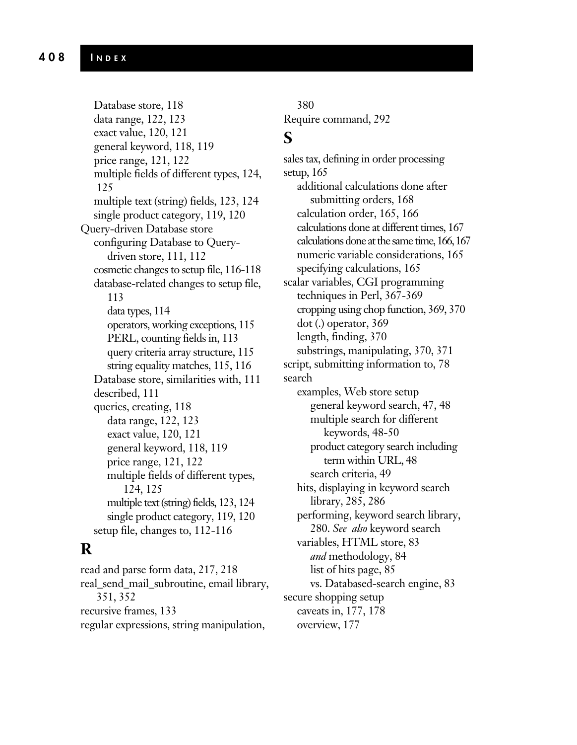Database store, 118
data range, 122, 123
exact value, 120, 121
general keyword, 118, 119
price range, 121, 122
multiple fields of different types, 124, 125
multiple text (string) fields, 123, 124
single product category, 119, 120

Query-driven Database store
- configuring Database to Query-driven store, 111, 112
- cosmetic changes to setup file, 116-118
- database-related changes to setup file, 113
  - data types, 114
  - operators, working exceptions, 115
  - PERL, counting fields in, 113
  - query criteria array structure, 115
  - string equality matches, 115, 116
- Database store, similarities with, 111
- described, 111
- queries, creating, 118
  - data range, 122, 123
  - exact value, 120, 121
  - general keyword, 118, 119
  - price range, 121, 122
  - multiple fields of different types, 124, 125
  - multiple text (string) fields, 123, 124
  - single product category, 119, 120
- setup file, changes to, 112-116

# R

read and parse form data, 217, 218
real_send_mail_subroutine, email library, 351, 352
recursive frames, 133
regular expressions, string manipulation, 380
Require command, 292

# S

sales tax, defining in order processing setup, 165
- additional calculations done after submitting orders, 168
- calculation order, 165, 166
- calculations done at different times, 167
- calculations done at the same time, 166, 167
- numeric variable considerations, 165
- specifying calculations, 165

scalar variables, CGI programming techniques in Perl, 367-369
- cropping using chop function, 369, 370
- dot (.) operator, 369
- length, finding, 370
- substrings, manipulating, 370, 371

script, submitting information to, 78

search
- examples, Web store setup
  - general keyword search, 47, 48
  - multiple search for different keywords, 48-50
  - product category search including term within URL, 48
  - search criteria, 49
- hits, displaying in keyword search library, 285, 286
- performing, keyword search library, 280. *See also* keyword search
- variables, HTML store, 83
  - *and* methodology, 84
  - list of hits page, 85
  - vs. Databased-search engine, 83

secure shopping setup
- caveats in, 177, 178
- overview, 177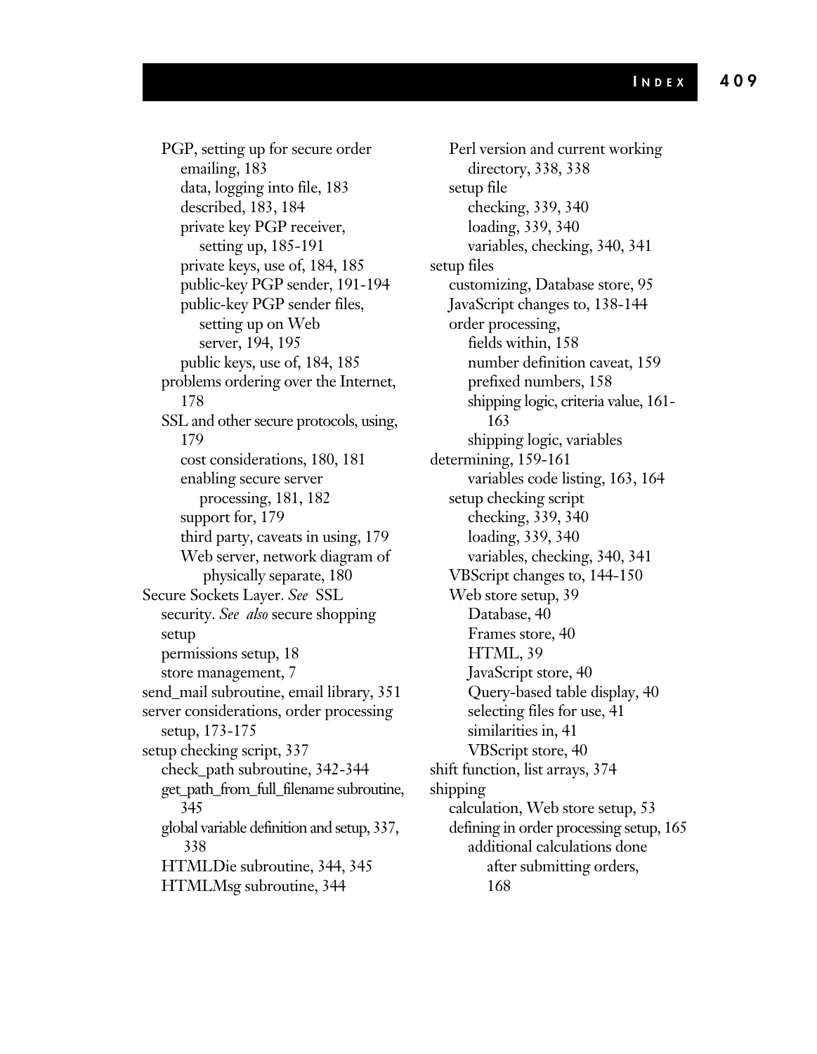PGP, setting up for secure order emailing, 183
- data, logging into file, 183
- described, 183, 184
- private key PGP receiver, setting up, 185-191
- private keys, use of, 184, 185
- public-key PGP sender, 191-194
- public-key PGP sender files, setting up on Web server, 194, 195
- public keys, use of, 184, 185

problems ordering over the Internet, 178

SSL and other secure protocols, using, 179
- cost considerations, 180, 181
- enabling secure server processing, 181, 182
- support for, 179
- third party, caveats in using, 179
- Web server, network diagram of physically separate, 180

Secure Sockets Layer. *See* SSL

security. *See also* secure shopping setup
- permissions setup, 18
- store management, 7

send_mail subroutine, email library, 351

server considerations, order processing setup, 173-175

setup checking script, 337
- check_path subroutine, 342-344
- get_path_from_full_filename subroutine, 345
- global variable definition and setup, 337, 338
- HTMLDie subroutine, 344, 345
- HTMLMsg subroutine, 344
- Perl version and current working directory, 338, 338
- setup file
  - checking, 339, 340
  - loading, 339, 340
  - variables, checking, 340, 341

setup files
- customizing, Database store, 95
- JavaScript changes to, 138-144
- order processing,
  - fields within, 158
  - number definition caveat, 159
  - prefixed numbers, 158
  - shipping logic, criteria value, 161-163
  - shipping logic, variables determining, 159-161
  - variables code listing, 163, 164
- setup checking script
  - checking, 339, 340
  - loading, 339, 340
  - variables, checking, 340, 341
- VBScript changes to, 144-150
- Web store setup, 39
  - Database, 40
  - Frames store, 40
  - HTML, 39
  - JavaScript store, 40
  - Query-based table display, 40
  - selecting files for use, 41
  - similarities in, 41
  - VBScript store, 40

shift function, list arrays, 374

shipping
- calculation, Web store setup, 53
- defining in order processing setup, 165
  - additional calculations done after submitting orders, 168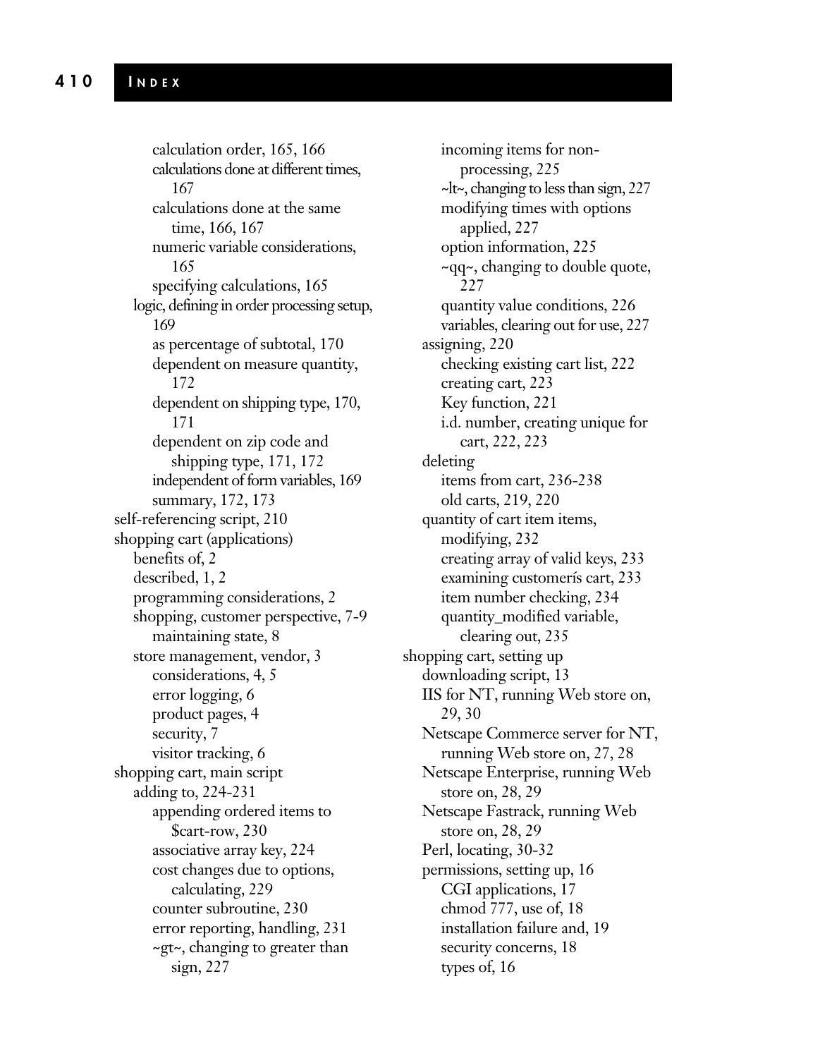calculation order, 165, 166
calculations done at different times, 167
calculations done at the same time, 166, 167
numeric variable considerations, 165
specifying calculations, 165
logic, defining in order processing setup, 169
as percentage of subtotal, 170
dependent on measure quantity, 172
dependent on shipping type, 170, 171
dependent on zip code and shipping type, 171, 172
independent of form variables, 169
summary, 172, 173
self-referencing script, 210
shopping cart (applications)
benefits of, 2
described, 1, 2
programming considerations, 2
shopping, customer perspective, 7-9
maintaining state, 8
store management, vendor, 3
considerations, 4, 5
error logging, 6
product pages, 4
security, 7
visitor tracking, 6
shopping cart, main script
adding to, 224-231
appending ordered items to $cart-row, 230
associative array key, 224
cost changes due to options, calculating, 229
counter subroutine, 230
error reporting, handling, 231
~gt~, changing to greater than sign, 227
incoming items for non-processing, 225
~lt~, changing to less than sign, 227
modifying times with options applied, 227
option information, 225
~qq~, changing to double quote, 227
quantity value conditions, 226
variables, clearing out for use, 227
assigning, 220
checking existing cart list, 222
creating cart, 223
Key function, 221
i.d. number, creating unique for cart, 222, 223
deleting
items from cart, 236-238
old carts, 219, 220
quantity of cart item items, modifying, 232
creating array of valid keys, 233
examining customerís cart, 233
item number checking, 234
quantity_modified variable, clearing out, 235
shopping cart, setting up
downloading script, 13
IIS for NT, running Web store on, 29, 30
Netscape Commerce server for NT, running Web store on, 27, 28
Netscape Enterprise, running Web store on, 28, 29
Netscape Fastrack, running Web store on, 28, 29
Perl, locating, 30-32
permissions, setting up, 16
CGI applications, 17
chmod 777, use of, 18
installation failure and, 19
security concerns, 18
types of, 16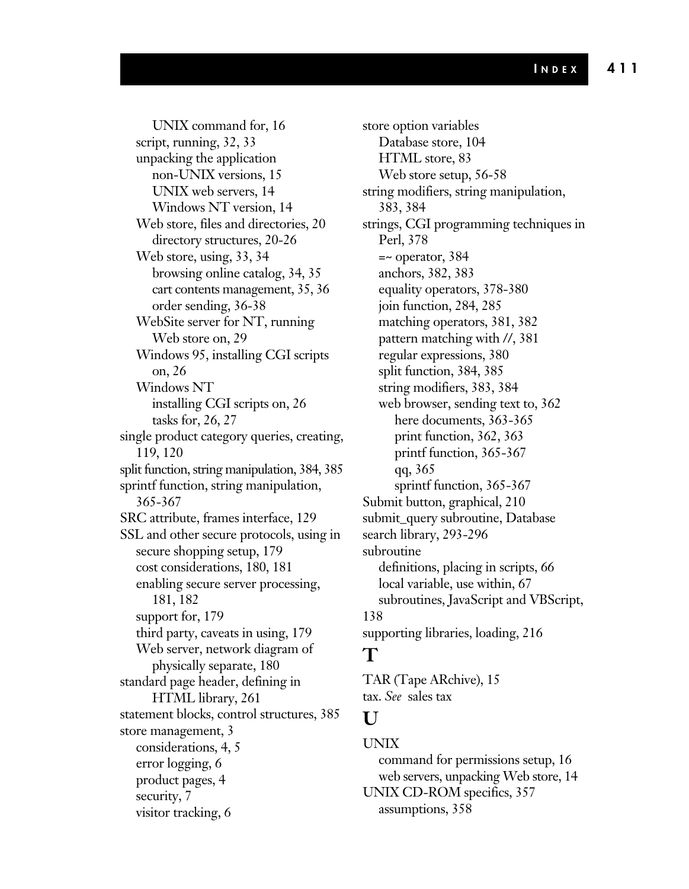UNIX command for, 16
    script, running, 32, 33
    unpacking the application
        non-UNIX versions, 15
        UNIX web servers, 14
        Windows NT version, 14
    Web store, files and directories, 20
        directory structures, 20-26
    Web store, using, 33, 34
        browsing online catalog, 34, 35
        cart contents management, 35, 36
        order sending, 36-38
    WebSite server for NT, running Web store on, 29
    Windows 95, installing CGI scripts on, 26
    Windows NT
        installing CGI scripts on, 26
        tasks for, 26, 27

single product category queries, creating, 119, 120

split function, string manipulation, 384, 385

sprintf function, string manipulation, 365-367

SRC attribute, frames interface, 129

SSL and other secure protocols, using in secure shopping setup, 179
    cost considerations, 180, 181
    enabling secure server processing, 181, 182
    support for, 179
    third party, caveats in using, 179
    Web server, network diagram of physically separate, 180

standard page header, defining in HTML library, 261

statement blocks, control structures, 385

store management, 3
    considerations, 4, 5
    error logging, 6
    product pages, 4
    security, 7
    visitor tracking, 6

store option variables
    Database store, 104
    HTML store, 83
    Web store setup, 56-58

string modifiers, string manipulation, 383, 384

strings, CGI programming techniques in Perl, 378
    =~ operator, 384
    anchors, 382, 383
    equality operators, 378-380
    join function, 284, 285
    matching operators, 381, 382
    pattern matching with //, 381
    regular expressions, 380
    split function, 384, 385
    string modifiers, 383, 384
    web browser, sending text to, 362
        here documents, 363-365
        print function, 362, 363
        printf function, 365-367
        qq, 365
        sprintf function, 365-367

Submit button, graphical, 210

submit_query subroutine, Database search library, 293-296

subroutine
    definitions, placing in scripts, 66
    local variable, use within, 67
    subroutines, JavaScript and VBScript, 138

supporting libraries, loading, 216

# T

TAR (Tape ARchive), 15

tax. *See* sales tax

# U

UNIX
    command for permissions setup, 16
    web servers, unpacking Web store, 14

UNIX CD-ROM specifics, 357
    assumptions, 358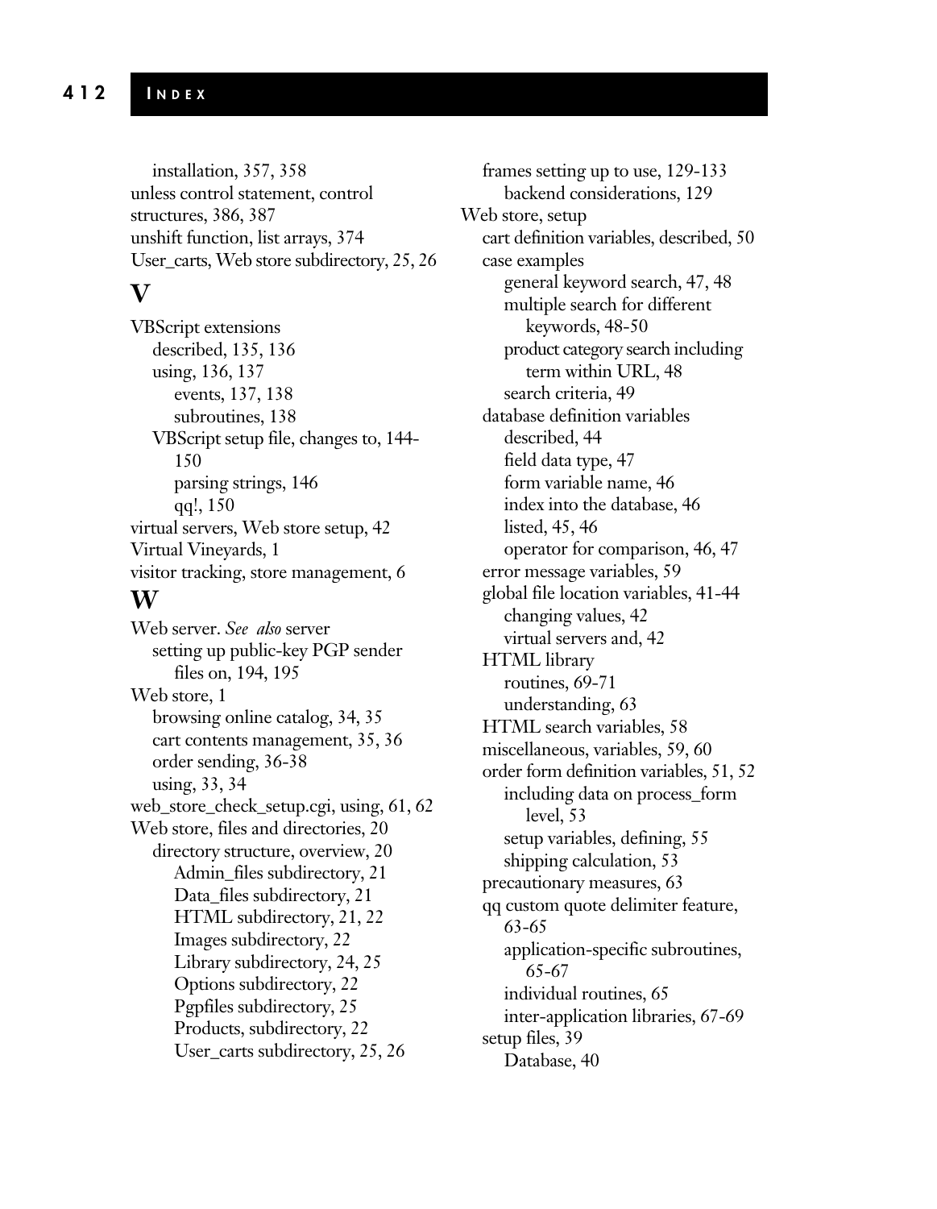installation, 357, 358
unless control statement, control structures, 386, 387
unshift function, list arrays, 374
User_carts, Web store subdirectory, 25, 26

## V

VBScript extensions
- described, 135, 136
- using, 136, 137
  - events, 137, 138
  - subroutines, 138
- VBScript setup file, changes to, 144-150
  - parsing strings, 146
  - qq!, 150

virtual servers, Web store setup, 42
Virtual Vineyards, 1
visitor tracking, store management, 6

## W

Web server. *See also* server
- setting up public-key PGP sender files on, 194, 195

Web store, 1
- browsing online catalog, 34, 35
- cart contents management, 35, 36
- order sending, 36-38
- using, 33, 34

web_store_check_setup.cgi, using, 61, 62
Web store, files and directories, 20
- directory structure, overview, 20
  - Admin_files subdirectory, 21
  - Data_files subdirectory, 21
  - HTML subdirectory, 21, 22
  - Images subdirectory, 22
  - Library subdirectory, 24, 25
  - Options subdirectory, 22
  - Pgpfiles subdirectory, 25
  - Products, subdirectory, 22
  - User_carts subdirectory, 25, 26
- frames setting up to use, 129-133
  - backend considerations, 129

Web store, setup
- cart definition variables, described, 50
- case examples
  - general keyword search, 47, 48
  - multiple search for different keywords, 48-50
  - product category search including term within URL, 48
  - search criteria, 49
- database definition variables
  - described, 44
  - field data type, 47
  - form variable name, 46
  - index into the database, 46
  - listed, 45, 46
  - operator for comparison, 46, 47
- error message variables, 59
- global file location variables, 41-44
  - changing values, 42
  - virtual servers and, 42
- HTML library
  - routines, 69-71
  - understanding, 63
- HTML search variables, 58
- miscellaneous, variables, 59, 60
- order form definition variables, 51, 52
  - including data on process_form level, 53
  - setup variables, defining, 55
  - shipping calculation, 53
- precautionary measures, 63
- qq custom quote delimiter feature, 63-65
  - application-specific subroutines, 65-67
  - individual routines, 65
  - inter-application libraries, 67-69
- setup files, 39
  - Database, 40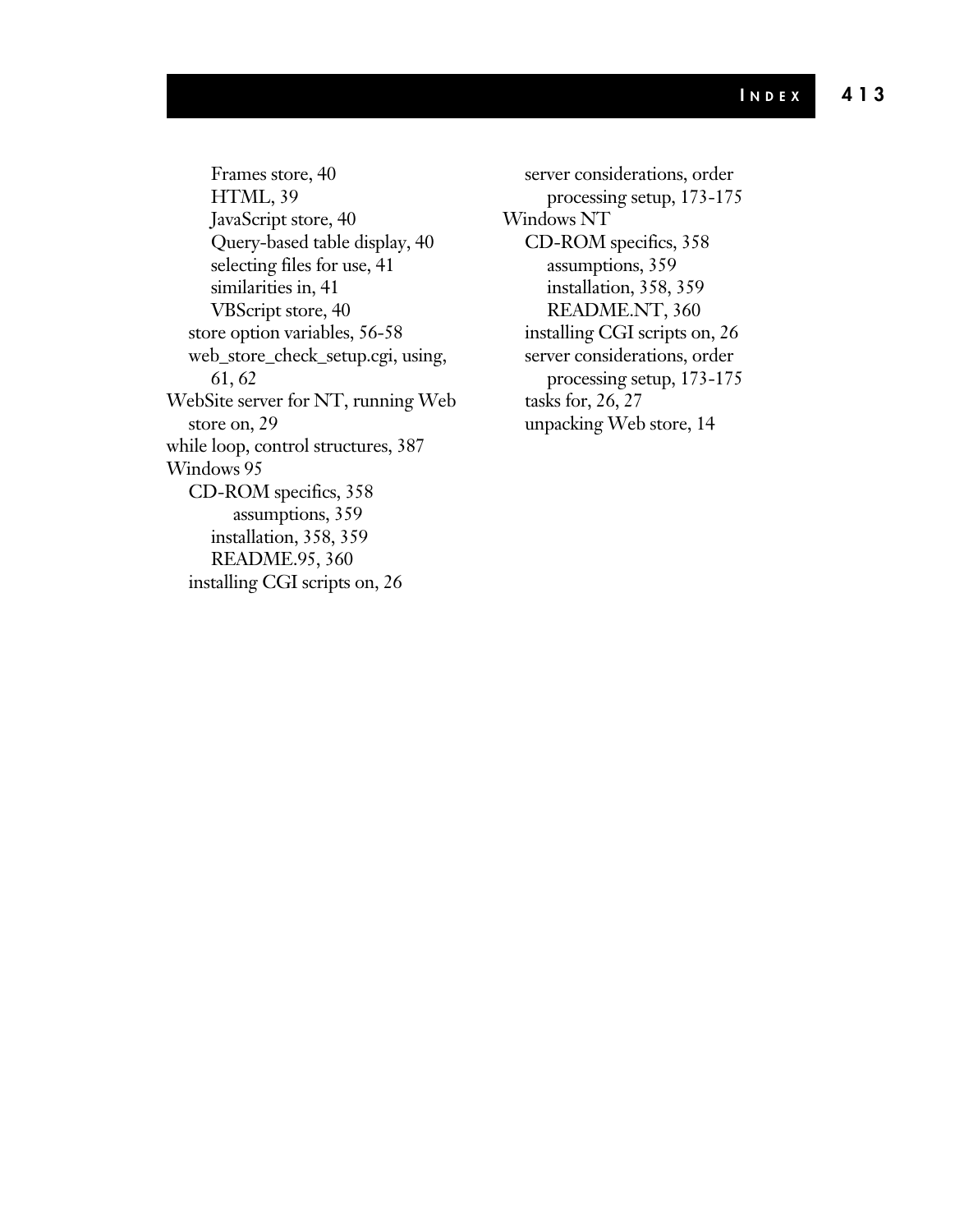Frames store, 40
HTML, 39
JavaScript store, 40
Query-based table display, 40
selecting files for use, 41
similarities in, 41
VBScript store, 40
store option variables, 56-58
web_store_check_setup.cgi, using, 61, 62
WebSite server for NT, running Web store on, 29
while loop, control structures, 387
Windows 95
CD-ROM specifics, 358
assumptions, 359
installation, 358, 359
README.95, 360
installing CGI scripts on, 26
server considerations, order processing setup, 173-175
Windows NT
CD-ROM specifics, 358
assumptions, 359
installation, 358, 359
README.NT, 360
installing CGI scripts on, 26
server considerations, order processing setup, 173-175
tasks for, 26, 27
unpacking Web store, 14